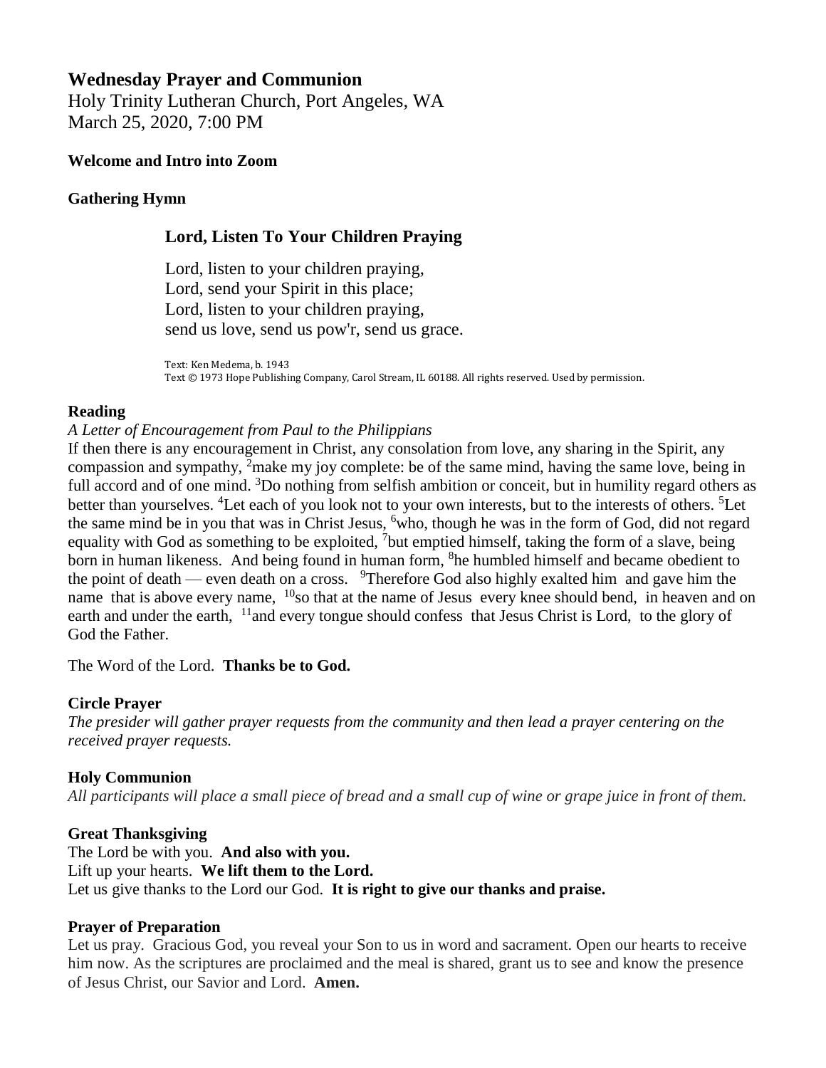# Wednesday Prayer and Communion

Holy Trinity Lutheran Church, Port Angeles, WA
March 25, 2020, 7:00 PM

**Welcome and Intro into Zoom**

**Gathering Hymn**

### Lord, Listen To Your Children Praying

Lord, listen to your children praying,
Lord, send your Spirit in this place;
Lord, listen to your children praying,
send us love, send us pow'r, send us grace.

Text: Ken Medema, b. 1943
Text © 1973 Hope Publishing Company, Carol Stream, IL 60188. All rights reserved. Used by permission.

**Reading**

*A Letter of Encouragement from Paul to the Philippians*

If then there is any encouragement in Christ, any consolation from love, any sharing in the Spirit, any compassion and sympathy, [2]make my joy complete: be of the same mind, having the same love, being in full accord and of one mind. [3]Do nothing from selfish ambition or conceit, but in humility regard others as better than yourselves. [4]Let each of you look not to your own interests, but to the interests of others. [5]Let the same mind be in you that was in Christ Jesus, [6]who, though he was in the form of God, did not regard equality with God as something to be exploited, [7]but emptied himself, taking the form of a slave, being born in human likeness. And being found in human form, [8]he humbled himself and became obedient to the point of death — even death on a cross. [9]Therefore God also highly exalted him and gave him the name that is above every name, [10]so that at the name of Jesus every knee should bend, in heaven and on earth and under the earth, [11]and every tongue should confess that Jesus Christ is Lord, to the glory of God the Father.

The Word of the Lord. **Thanks be to God.**

**Circle Prayer**

*The presider will gather prayer requests from the community and then lead a prayer centering on the received prayer requests.*

**Holy Communion**

*All participants will place a small piece of bread and a small cup of wine or grape juice in front of them.*

**Great Thanksgiving**

The Lord be with you. **And also with you.**
Lift up your hearts. **We lift them to the Lord.**
Let us give thanks to the Lord our God. **It is right to give our thanks and praise.**

**Prayer of Preparation**

Let us pray. Gracious God, you reveal your Son to us in word and sacrament. Open our hearts to receive him now. As the scriptures are proclaimed and the meal is shared, grant us to see and know the presence of Jesus Christ, our Savior and Lord. **Amen.**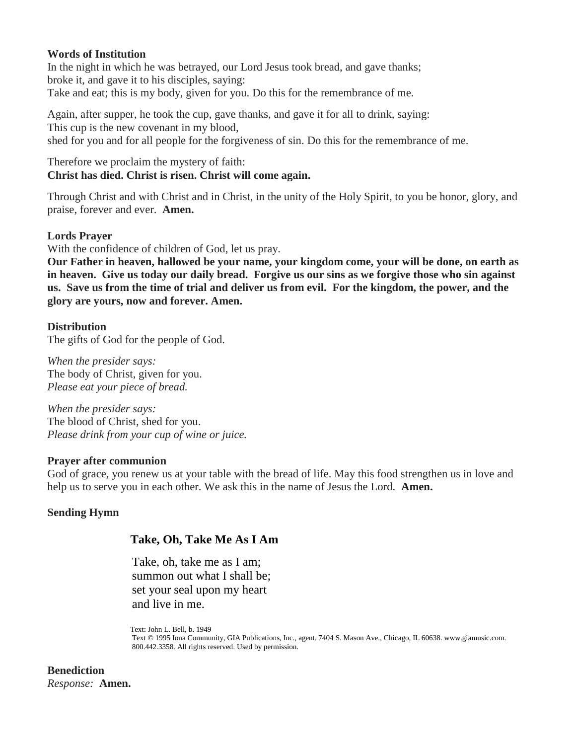**Words of Institution**

In the night in which he was betrayed, our Lord Jesus took bread, and gave thanks;
broke it, and gave it to his disciples, saying:
Take and eat; this is my body, given for you. Do this for the remembrance of me.

Again, after supper, he took the cup, gave thanks, and gave it for all to drink, saying:
This cup is the new covenant in my blood,
shed for you and for all people for the forgiveness of sin. Do this for the remembrance of me.

Therefore we proclaim the mystery of faith:
**Christ has died. Christ is risen. Christ will come again.**

Through Christ and with Christ and in Christ, in the unity of the Holy Spirit, to you be honor, glory, and praise, forever and ever. **Amen.**

**Lords Prayer**

With the confidence of children of God, let us pray.
**Our Father in heaven, hallowed be your name, your kingdom come, your will be done, on earth as in heaven. Give us today our daily bread. Forgive us our sins as we forgive those who sin against us. Save us from the time of trial and deliver us from evil. For the kingdom, the power, and the glory are yours, now and forever. Amen.**

**Distribution**

The gifts of God for the people of God.

*When the presider says:*
The body of Christ, given for you.
*Please eat your piece of bread.*

*When the presider says:*
The blood of Christ, shed for you.
*Please drink from your cup of wine or juice.*

**Prayer after communion**

God of grace, you renew us at your table with the bread of life. May this food strengthen us in love and help us to serve you in each other. We ask this in the name of Jesus the Lord. **Amen.**

**Sending Hymn**

**Take, Oh, Take Me As I Am**

Take, oh, take me as I am;
summon out what I shall be;
set your seal upon my heart
and live in me.

Text: John L. Bell, b. 1949
Text © 1995 Iona Community, GIA Publications, Inc., agent. 7404 S. Mason Ave., Chicago, IL 60638. www.giamusic.com. 800.442.3358. All rights reserved. Used by permission.

**Benediction**

*Response:* **Amen.**